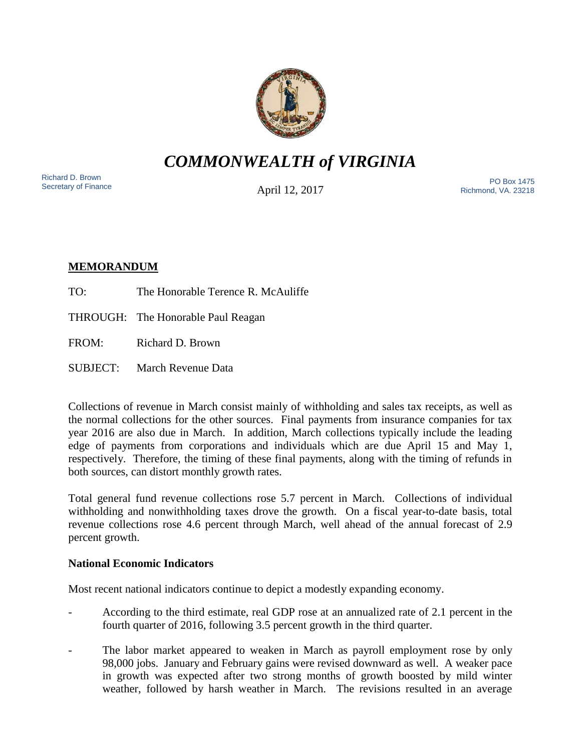# *COMMONWEALTH of VIRGINIA*

Richard D. Brown
Secretary of Finance

April 12, 2017

PO Box 1475
Richmond, VA. 23218

**MEMORANDUM**

TO: The Honorable Terence R. McAuliffe

THROUGH: The Honorable Paul Reagan

FROM: Richard D. Brown

SUBJECT: March Revenue Data

Collections of revenue in March consist mainly of withholding and sales tax receipts, as well as the normal collections for the other sources. Final payments from insurance companies for tax year 2016 are also due in March. In addition, March collections typically include the leading edge of payments from corporations and individuals which are due April 15 and May 1, respectively. Therefore, the timing of these final payments, along with the timing of refunds in both sources, can distort monthly growth rates.

Total general fund revenue collections rose 5.7 percent in March. Collections of individual withholding and nonwithholding taxes drove the growth. On a fiscal year-to-date basis, total revenue collections rose 4.6 percent through March, well ahead of the annual forecast of 2.9 percent growth.

**National Economic Indicators**

Most recent national indicators continue to depict a modestly expanding economy.

- According to the third estimate, real GDP rose at an annualized rate of 2.1 percent in the fourth quarter of 2016, following 3.5 percent growth in the third quarter.
- The labor market appeared to weaken in March as payroll employment rose by only 98,000 jobs. January and February gains were revised downward as well. A weaker pace in growth was expected after two strong months of growth boosted by mild winter weather, followed by harsh weather in March. The revisions resulted in an average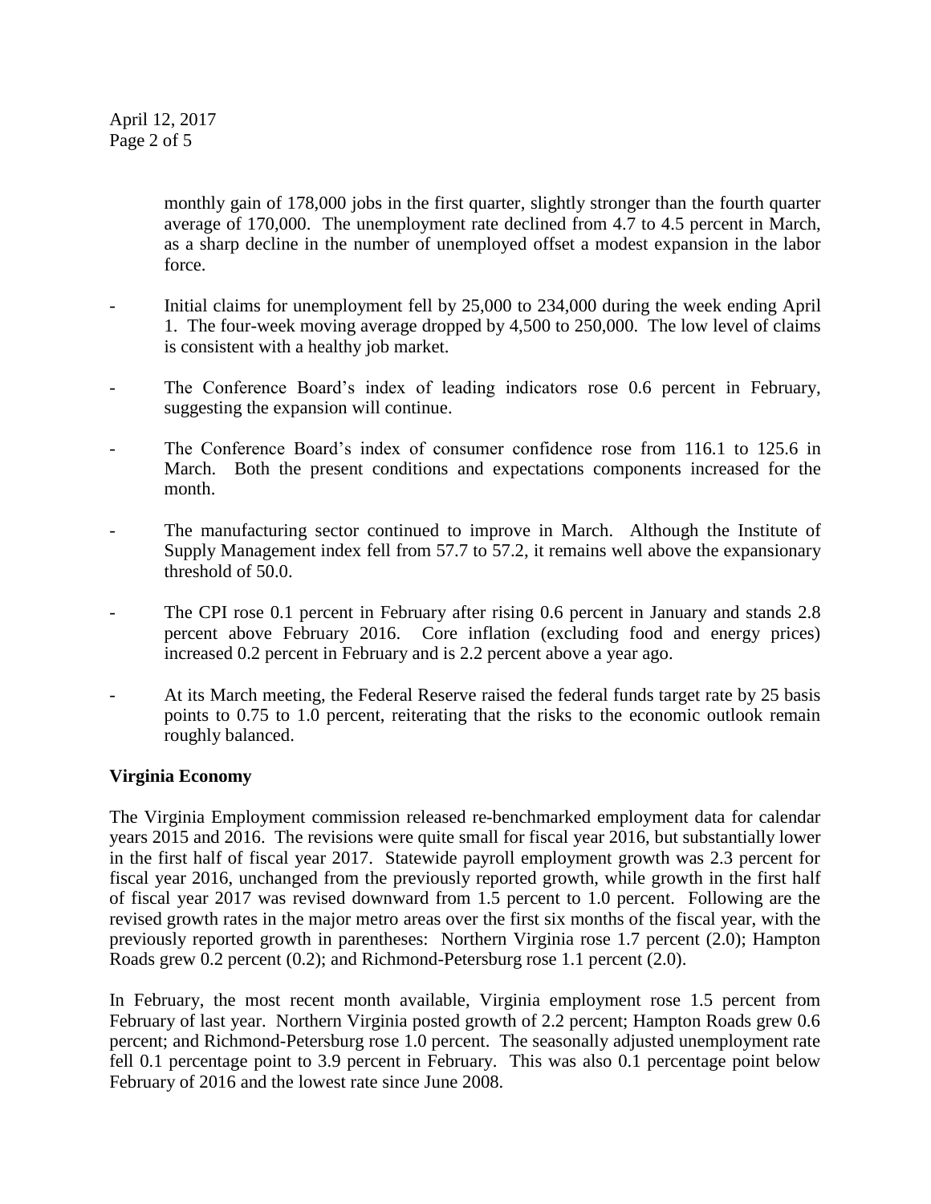monthly gain of 178,000 jobs in the first quarter, slightly stronger than the fourth quarter average of 170,000. The unemployment rate declined from 4.7 to 4.5 percent in March, as a sharp decline in the number of unemployed offset a modest expansion in the labor force.

- Initial claims for unemployment fell by 25,000 to 234,000 during the week ending April 1. The four-week moving average dropped by 4,500 to 250,000. The low level of claims is consistent with a healthy job market.

- The Conference Board's index of leading indicators rose 0.6 percent in February, suggesting the expansion will continue.

- The Conference Board's index of consumer confidence rose from 116.1 to 125.6 in March. Both the present conditions and expectations components increased for the month.

- The manufacturing sector continued to improve in March. Although the Institute of Supply Management index fell from 57.7 to 57.2, it remains well above the expansionary threshold of 50.0.

- The CPI rose 0.1 percent in February after rising 0.6 percent in January and stands 2.8 percent above February 2016. Core inflation (excluding food and energy prices) increased 0.2 percent in February and is 2.2 percent above a year ago.

- At its March meeting, the Federal Reserve raised the federal funds target rate by 25 basis points to 0.75 to 1.0 percent, reiterating that the risks to the economic outlook remain roughly balanced.

**Virginia Economy**

The Virginia Employment commission released re-benchmarked employment data for calendar years 2015 and 2016. The revisions were quite small for fiscal year 2016, but substantially lower in the first half of fiscal year 2017. Statewide payroll employment growth was 2.3 percent for fiscal year 2016, unchanged from the previously reported growth, while growth in the first half of fiscal year 2017 was revised downward from 1.5 percent to 1.0 percent. Following are the revised growth rates in the major metro areas over the first six months of the fiscal year, with the previously reported growth in parentheses: Northern Virginia rose 1.7 percent (2.0); Hampton Roads grew 0.2 percent (0.2); and Richmond-Petersburg rose 1.1 percent (2.0).

In February, the most recent month available, Virginia employment rose 1.5 percent from February of last year. Northern Virginia posted growth of 2.2 percent; Hampton Roads grew 0.6 percent; and Richmond-Petersburg rose 1.0 percent. The seasonally adjusted unemployment rate fell 0.1 percentage point to 3.9 percent in February. This was also 0.1 percentage point below February of 2016 and the lowest rate since June 2008.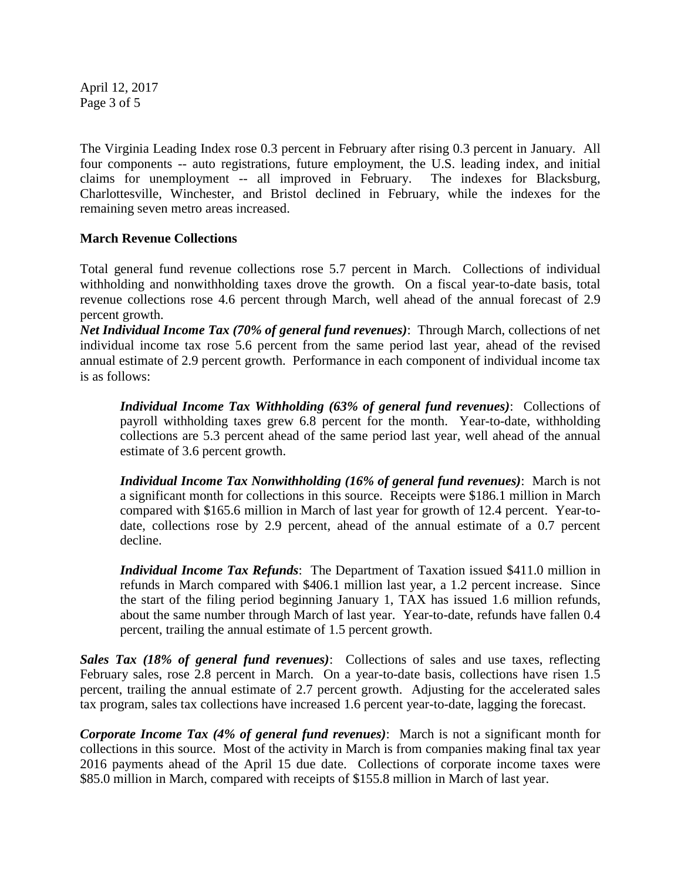The Virginia Leading Index rose 0.3 percent in February after rising 0.3 percent in January. All four components -- auto registrations, future employment, the U.S. leading index, and initial claims for unemployment -- all improved in February. The indexes for Blacksburg, Charlottesville, Winchester, and Bristol declined in February, while the indexes for the remaining seven metro areas increased.

**March Revenue Collections**

Total general fund revenue collections rose 5.7 percent in March. Collections of individual withholding and nonwithholding taxes drove the growth. On a fiscal year-to-date basis, total revenue collections rose 4.6 percent through March, well ahead of the annual forecast of 2.9 percent growth.

***Net Individual Income Tax (70% of general fund revenues)***: Through March, collections of net individual income tax rose 5.6 percent from the same period last year, ahead of the revised annual estimate of 2.9 percent growth. Performance in each component of individual income tax is as follows:

> ***Individual Income Tax Withholding (63% of general fund revenues)***: Collections of payroll withholding taxes grew 6.8 percent for the month. Year-to-date, withholding collections are 5.3 percent ahead of the same period last year, well ahead of the annual estimate of 3.6 percent growth.
>
> ***Individual Income Tax Nonwithholding (16% of general fund revenues)***: March is not a significant month for collections in this source. Receipts were $186.1 million in March compared with $165.6 million in March of last year for growth of 12.4 percent. Year-to-date, collections rose by 2.9 percent, ahead of the annual estimate of a 0.7 percent decline.
>
> ***Individual Income Tax Refunds***: The Department of Taxation issued $411.0 million in refunds in March compared with $406.1 million last year, a 1.2 percent increase. Since the start of the filing period beginning January 1, TAX has issued 1.6 million refunds, about the same number through March of last year. Year-to-date, refunds have fallen 0.4 percent, trailing the annual estimate of 1.5 percent growth.

***Sales Tax (18% of general fund revenues)***: Collections of sales and use taxes, reflecting February sales, rose 2.8 percent in March. On a year-to-date basis, collections have risen 1.5 percent, trailing the annual estimate of 2.7 percent growth. Adjusting for the accelerated sales tax program, sales tax collections have increased 1.6 percent year-to-date, lagging the forecast.

***Corporate Income Tax (4% of general fund revenues)***: March is not a significant month for collections in this source. Most of the activity in March is from companies making final tax year 2016 payments ahead of the April 15 due date. Collections of corporate income taxes were $85.0 million in March, compared with receipts of $155.8 million in March of last year.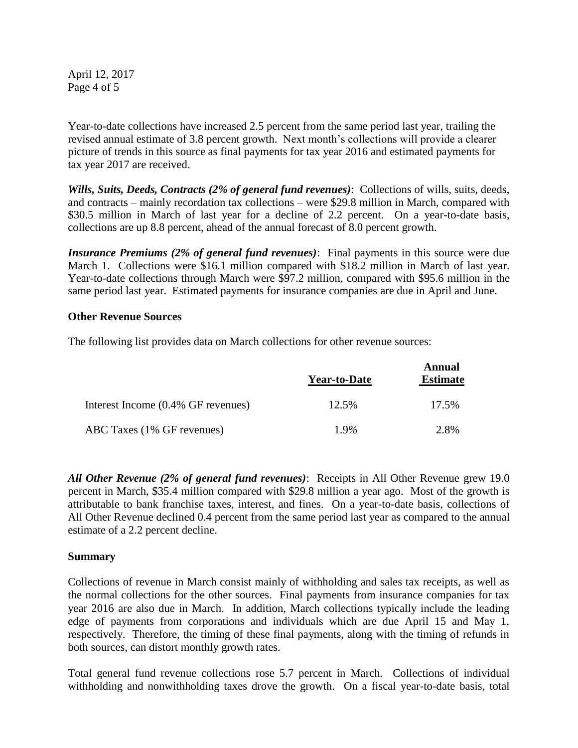Year-to-date collections have increased 2.5 percent from the same period last year, trailing the revised annual estimate of 3.8 percent growth. Next month's collections will provide a clearer picture of trends in this source as final payments for tax year 2016 and estimated payments for tax year 2017 are received.

***Wills, Suits, Deeds, Contracts (2% of general fund revenues)***: Collections of wills, suits, deeds, and contracts – mainly recordation tax collections – were $29.8 million in March, compared with $30.5 million in March of last year for a decline of 2.2 percent. On a year-to-date basis, collections are up 8.8 percent, ahead of the annual forecast of 8.0 percent growth.

***Insurance Premiums (2% of general fund revenues)***: Final payments in this source were due March 1. Collections were $16.1 million compared with $18.2 million in March of last year. Year-to-date collections through March were $97.2 million, compared with $95.6 million in the same period last year. Estimated payments for insurance companies are due in April and June.

**Other Revenue Sources**

The following list provides data on March collections for other revenue sources:

| | Year-to-Date | Annual Estimate |
|---|---|---|
| Interest Income (0.4% GF revenues) | 12.5% | 17.5% |
| ABC Taxes (1% GF revenues) | 1.9% | 2.8% |

***All Other Revenue (2% of general fund revenues)***: Receipts in All Other Revenue grew 19.0 percent in March, $35.4 million compared with $29.8 million a year ago. Most of the growth is attributable to bank franchise taxes, interest, and fines. On a year-to-date basis, collections of All Other Revenue declined 0.4 percent from the same period last year as compared to the annual estimate of a 2.2 percent decline.

**Summary**

Collections of revenue in March consist mainly of withholding and sales tax receipts, as well as the normal collections for the other sources. Final payments from insurance companies for tax year 2016 are also due in March. In addition, March collections typically include the leading edge of payments from corporations and individuals which are due April 15 and May 1, respectively. Therefore, the timing of these final payments, along with the timing of refunds in both sources, can distort monthly growth rates.

Total general fund revenue collections rose 5.7 percent in March. Collections of individual withholding and nonwithholding taxes drove the growth. On a fiscal year-to-date basis, total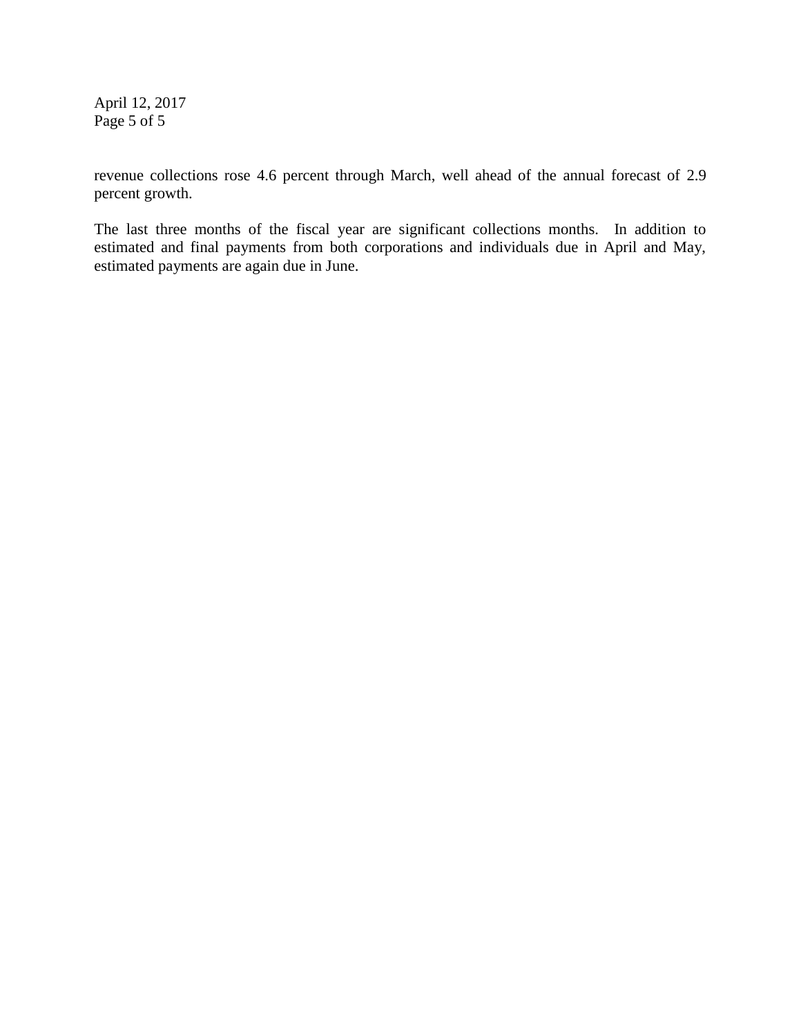revenue collections rose 4.6 percent through March, well ahead of the annual forecast of 2.9 percent growth.

The last three months of the fiscal year are significant collections months. In addition to estimated and final payments from both corporations and individuals due in April and May, estimated payments are again due in June.